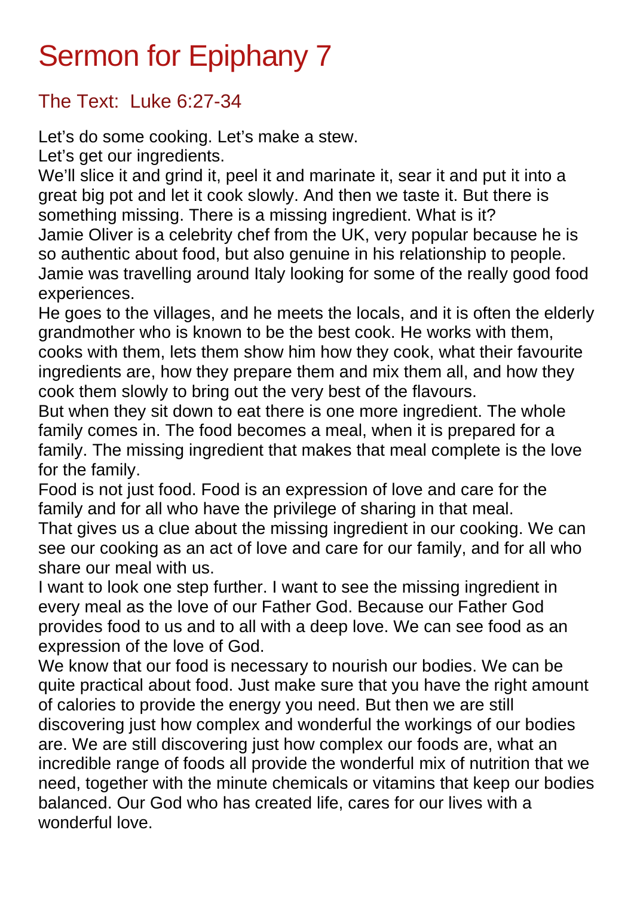# Sermon for Epiphany 7

## The Text: Luke 6:27-34

Let's do some cooking. Let's make a stew.

Let's get our ingredients.

We'll slice it and grind it, peel it and marinate it, sear it and put it into a great big pot and let it cook slowly. And then we taste it. But there is something missing. There is a missing ingredient. What is it?

Jamie Oliver is a celebrity chef from the UK, very popular because he is so authentic about food, but also genuine in his relationship to people. Jamie was travelling around Italy looking for some of the really good food experiences.

He goes to the villages, and he meets the locals, and it is often the elderly grandmother who is known to be the best cook. He works with them, cooks with them, lets them show him how they cook, what their favourite ingredients are, how they prepare them and mix them all, and how they cook them slowly to bring out the very best of the flavours.

But when they sit down to eat there is one more ingredient. The whole family comes in. The food becomes a meal, when it is prepared for a family. The missing ingredient that makes that meal complete is the love for the family.

Food is not just food. Food is an expression of love and care for the family and for all who have the privilege of sharing in that meal.

That gives us a clue about the missing ingredient in our cooking. We can see our cooking as an act of love and care for our family, and for all who share our meal with us.

I want to look one step further. I want to see the missing ingredient in every meal as the love of our Father God. Because our Father God provides food to us and to all with a deep love. We can see food as an expression of the love of God.

We know that our food is necessary to nourish our bodies. We can be quite practical about food. Just make sure that you have the right amount of calories to provide the energy you need. But then we are still discovering just how complex and wonderful the workings of our bodies are. We are still discovering just how complex our foods are, what an incredible range of foods all provide the wonderful mix of nutrition that we need, together with the minute chemicals or vitamins that keep our bodies balanced. Our God who has created life, cares for our lives with a wonderful love.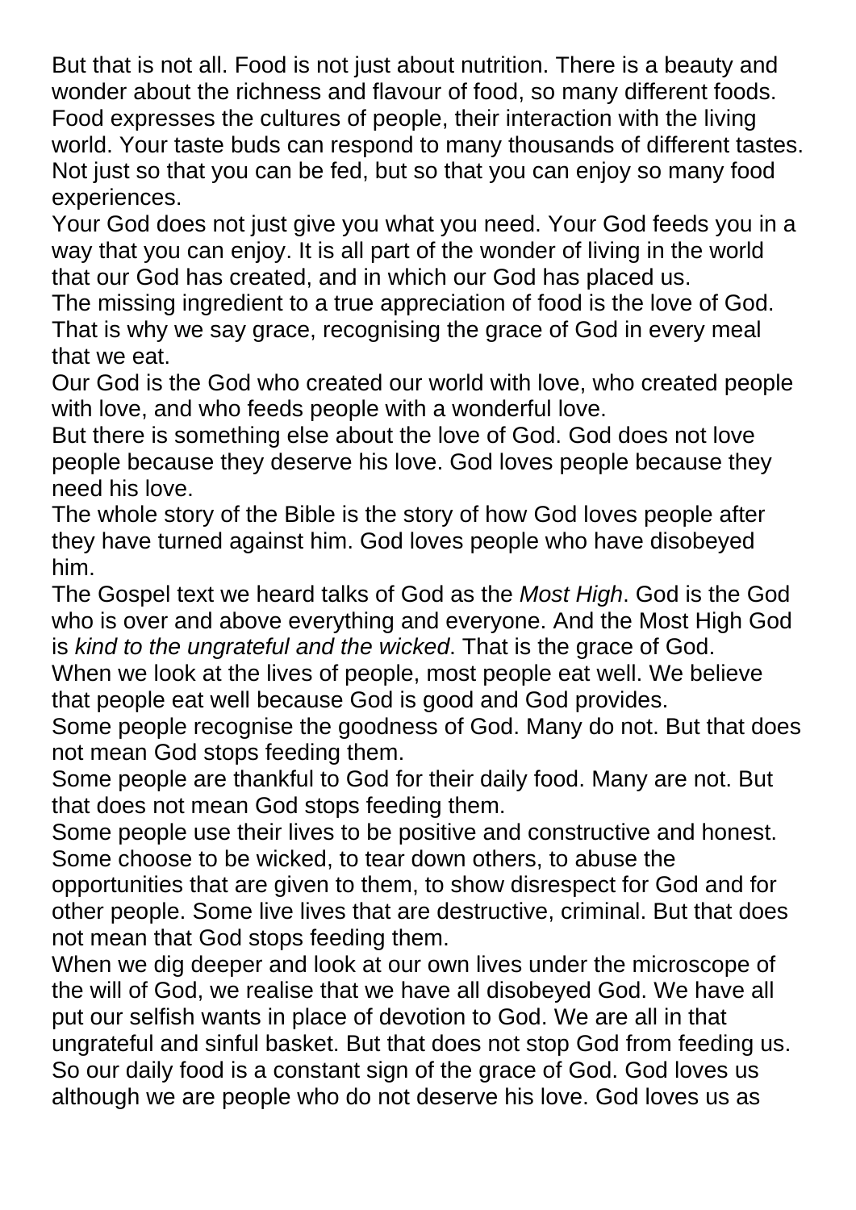But that is not all. Food is not just about nutrition. There is a beauty and wonder about the richness and flavour of food, so many different foods. Food expresses the cultures of people, their interaction with the living world. Your taste buds can respond to many thousands of different tastes. Not just so that you can be fed, but so that you can enjoy so many food experiences.

Your God does not just give you what you need. Your God feeds you in a way that you can enjoy. It is all part of the wonder of living in the world that our God has created, and in which our God has placed us.

The missing ingredient to a true appreciation of food is the love of God. That is why we say grace, recognising the grace of God in every meal that we eat.

Our God is the God who created our world with love, who created people with love, and who feeds people with a wonderful love.

But there is something else about the love of God. God does not love people because they deserve his love. God loves people because they need his love.

The whole story of the Bible is the story of how God loves people after they have turned against him. God loves people who have disobeyed him.

The Gospel text we heard talks of God as the *Most High*. God is the God who is over and above everything and everyone. And the Most High God is *kind to the ungrateful and the wicked*. That is the grace of God.

When we look at the lives of people, most people eat well. We believe that people eat well because God is good and God provides.

Some people recognise the goodness of God. Many do not. But that does not mean God stops feeding them.

Some people are thankful to God for their daily food. Many are not. But that does not mean God stops feeding them.

Some people use their lives to be positive and constructive and honest. Some choose to be wicked, to tear down others, to abuse the opportunities that are given to them, to show disrespect for God and for other people. Some live lives that are destructive, criminal. But that does not mean that God stops feeding them.

When we dig deeper and look at our own lives under the microscope of the will of God, we realise that we have all disobeyed God. We have all put our selfish wants in place of devotion to God. We are all in that ungrateful and sinful basket. But that does not stop God from feeding us.

So our daily food is a constant sign of the grace of God. God loves us although we are people who do not deserve his love. God loves us as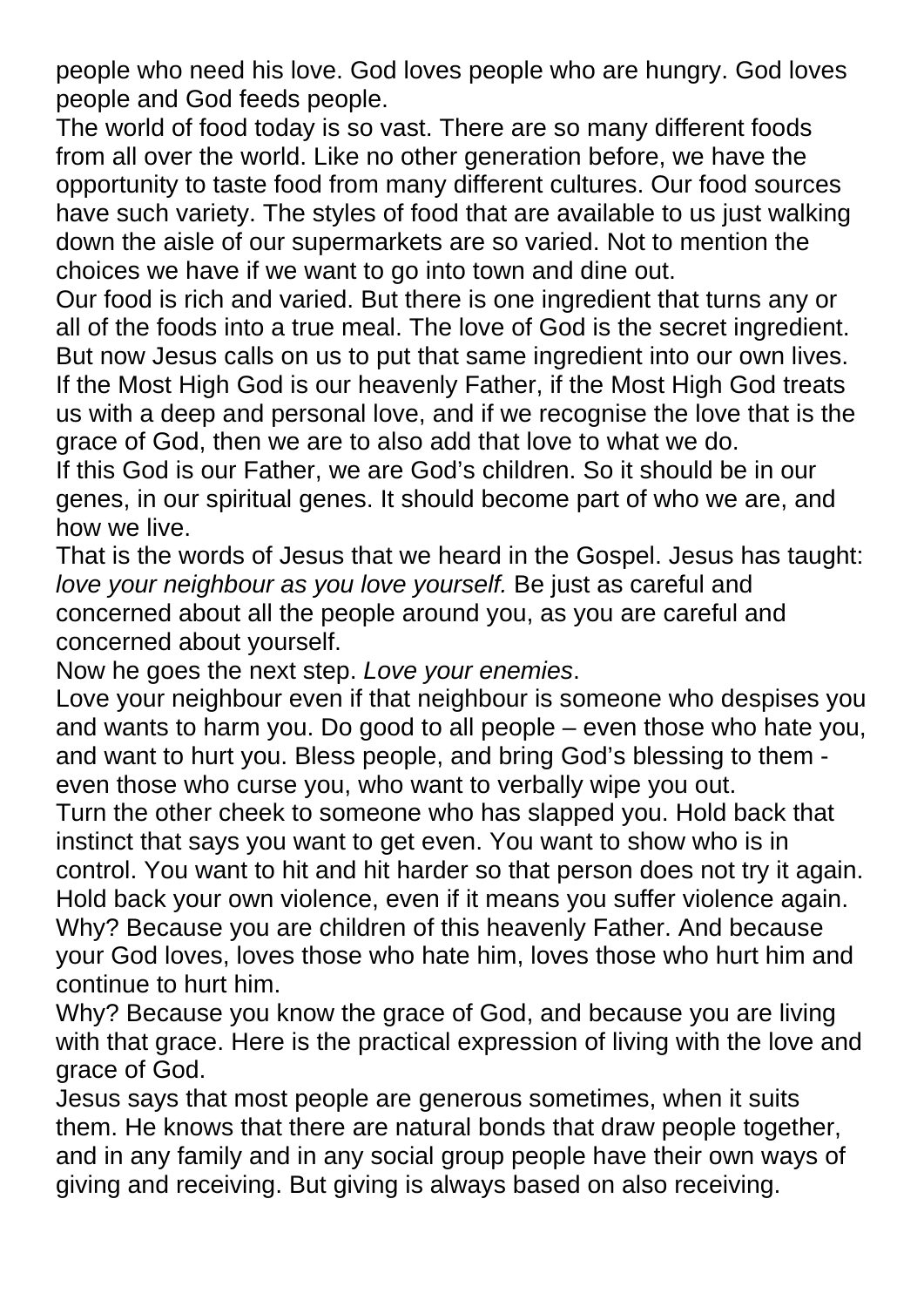people who need his love. God loves people who are hungry. God loves people and God feeds people.

The world of food today is so vast. There are so many different foods from all over the world. Like no other generation before, we have the opportunity to taste food from many different cultures. Our food sources have such variety. The styles of food that are available to us just walking down the aisle of our supermarkets are so varied. Not to mention the choices we have if we want to go into town and dine out.

Our food is rich and varied. But there is one ingredient that turns any or all of the foods into a true meal. The love of God is the secret ingredient. But now Jesus calls on us to put that same ingredient into our own lives. If the Most High God is our heavenly Father, if the Most High God treats us with a deep and personal love, and if we recognise the love that is the grace of God, then we are to also add that love to what we do.

If this God is our Father, we are God's children. So it should be in our genes, in our spiritual genes. It should become part of who we are, and how we live.

That is the words of Jesus that we heard in the Gospel. Jesus has taught: *love your neighbour as you love yourself.* Be just as careful and concerned about all the people around you, as you are careful and concerned about yourself.

Now he goes the next step. *Love your enemies*.

Love your neighbour even if that neighbour is someone who despises you and wants to harm you. Do good to all people – even those who hate you, and want to hurt you. Bless people, and bring God's blessing to them - even those who curse you, who want to verbally wipe you out.

Turn the other cheek to someone who has slapped you. Hold back that instinct that says you want to get even. You want to show who is in control. You want to hit and hit harder so that person does not try it again. Hold back your own violence, even if it means you suffer violence again.

Why? Because you are children of this heavenly Father. And because your God loves, loves those who hate him, loves those who hurt him and continue to hurt him.

Why? Because you know the grace of God, and because you are living with that grace. Here is the practical expression of living with the love and grace of God.

Jesus says that most people are generous sometimes, when it suits them. He knows that there are natural bonds that draw people together, and in any family and in any social group people have their own ways of giving and receiving. But giving is always based on also receiving.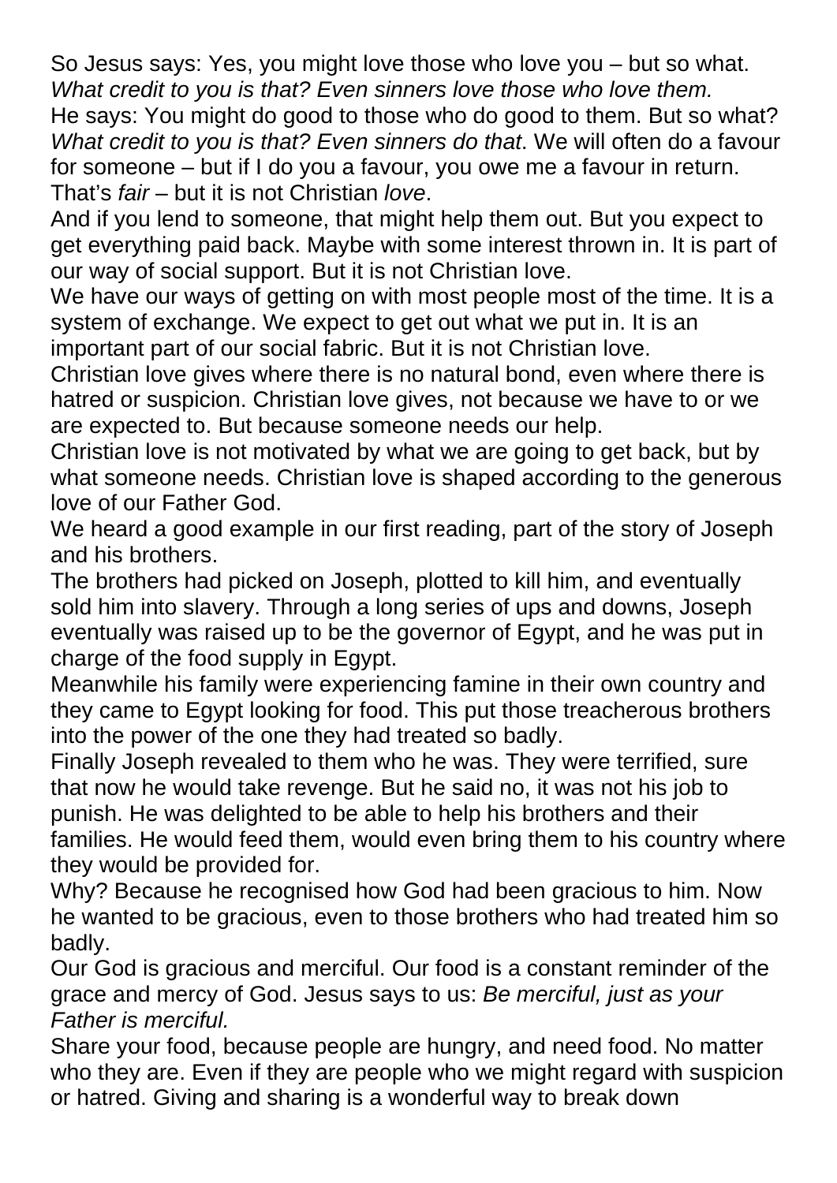So Jesus says: Yes, you might love those who love you – but so what. *What credit to you is that? Even sinners love those who love them.*

He says: You might do good to those who do good to them. But so what? *What credit to you is that? Even sinners do that*. We will often do a favour for someone – but if I do you a favour, you owe me a favour in return. That's *fair* – but it is not Christian *love*.

And if you lend to someone, that might help them out. But you expect to get everything paid back. Maybe with some interest thrown in. It is part of our way of social support. But it is not Christian love.

We have our ways of getting on with most people most of the time. It is a system of exchange. We expect to get out what we put in. It is an important part of our social fabric. But it is not Christian love.

Christian love gives where there is no natural bond, even where there is hatred or suspicion. Christian love gives, not because we have to or we are expected to. But because someone needs our help.

Christian love is not motivated by what we are going to get back, but by what someone needs. Christian love is shaped according to the generous love of our Father God.

We heard a good example in our first reading, part of the story of Joseph and his brothers.

The brothers had picked on Joseph, plotted to kill him, and eventually sold him into slavery. Through a long series of ups and downs, Joseph eventually was raised up to be the governor of Egypt, and he was put in charge of the food supply in Egypt.

Meanwhile his family were experiencing famine in their own country and they came to Egypt looking for food. This put those treacherous brothers into the power of the one they had treated so badly.

Finally Joseph revealed to them who he was. They were terrified, sure that now he would take revenge. But he said no, it was not his job to punish. He was delighted to be able to help his brothers and their families. He would feed them, would even bring them to his country where they would be provided for.

Why? Because he recognised how God had been gracious to him. Now he wanted to be gracious, even to those brothers who had treated him so badly.

Our God is gracious and merciful. Our food is a constant reminder of the grace and mercy of God. Jesus says to us: *Be merciful, just as your Father is merciful.*

Share your food, because people are hungry, and need food. No matter who they are. Even if they are people who we might regard with suspicion or hatred. Giving and sharing is a wonderful way to break down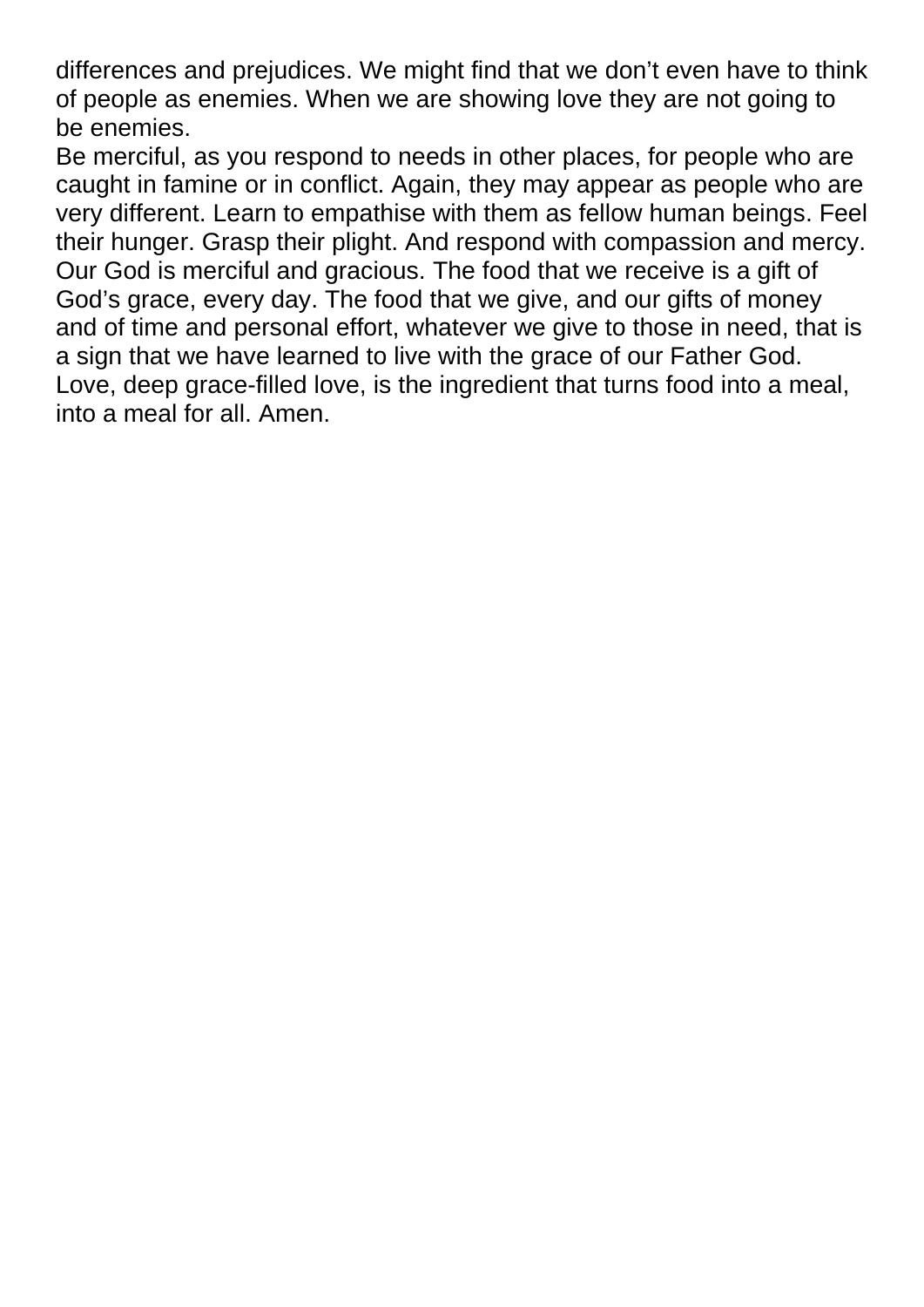differences and prejudices. We might find that we don’t even have to think of people as enemies. When we are showing love they are not going to be enemies.

Be merciful, as you respond to needs in other places, for people who are caught in famine or in conflict. Again, they may appear as people who are very different. Learn to empathise with them as fellow human beings. Feel their hunger. Grasp their plight. And respond with compassion and mercy.

Our God is merciful and gracious. The food that we receive is a gift of God’s grace, every day. The food that we give, and our gifts of money and of time and personal effort, whatever we give to those in need, that is a sign that we have learned to live with the grace of our Father God.

Love, deep grace-filled love, is the ingredient that turns food into a meal, into a meal for all. Amen.